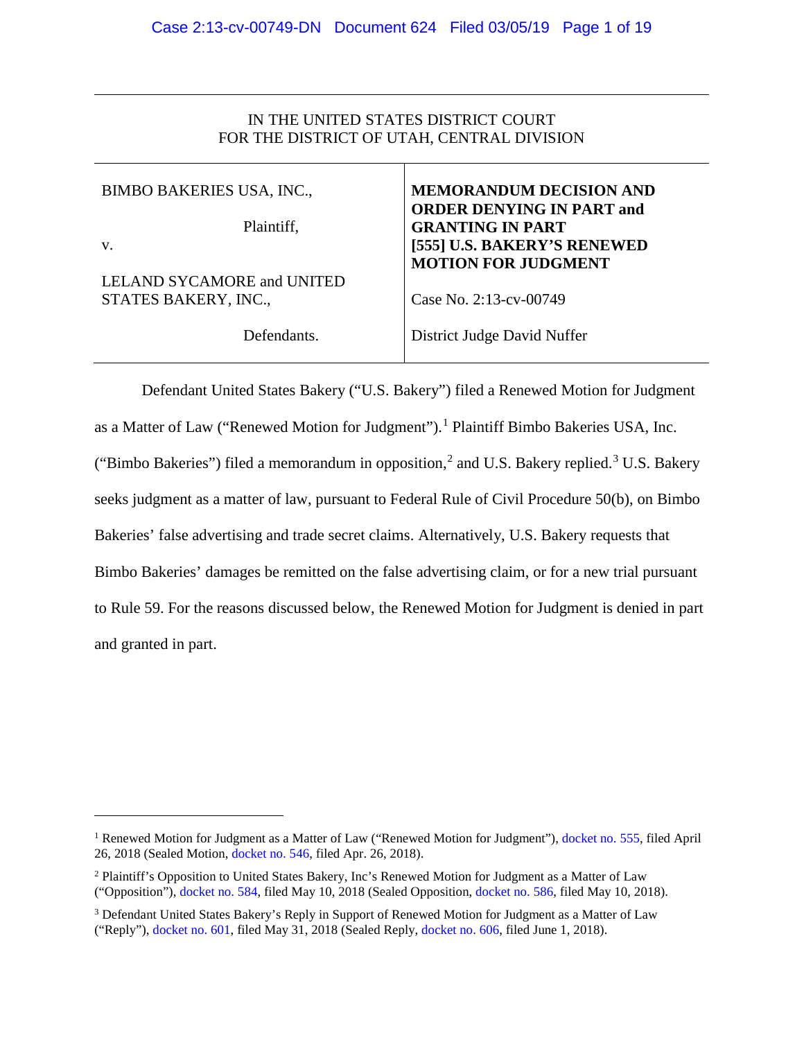IN THE UNITED STATES DISTRICT COURT
FOR THE DISTRICT OF UTAH, CENTRAL DIVISION

| | |
|---|---|
| BIMBO BAKERIES USA, INC.,<br><br>Plaintiff,<br><br>v.<br><br>LELAND SYCAMORE and UNITED STATES BAKERY, INC.,<br><br>Defendants. | **MEMORANDUM DECISION AND ORDER DENYING IN PART and GRANTING IN PART [555] U.S. BAKERY'S RENEWED MOTION FOR JUDGMENT**<br><br>Case No. 2:13-cv-00749<br><br>District Judge David Nuffer |

Defendant United States Bakery ("U.S. Bakery") filed a Renewed Motion for Judgment as a Matter of Law ("Renewed Motion for Judgment").[1] Plaintiff Bimbo Bakeries USA, Inc. ("Bimbo Bakeries") filed a memorandum in opposition,[2] and U.S. Bakery replied.[3] U.S. Bakery seeks judgment as a matter of law, pursuant to Federal Rule of Civil Procedure 50(b), on Bimbo Bakeries' false advertising and trade secret claims. Alternatively, U.S. Bakery requests that Bimbo Bakeries' damages be remitted on the false advertising claim, or for a new trial pursuant to Rule 59. For the reasons discussed below, the Renewed Motion for Judgment is denied in part and granted in part.

---

[1] Renewed Motion for Judgment as a Matter of Law ("Renewed Motion for Judgment"), docket no. 555, filed April 26, 2018 (Sealed Motion, docket no. 546, filed Apr. 26, 2018).

[2] Plaintiff's Opposition to United States Bakery, Inc's Renewed Motion for Judgment as a Matter of Law ("Opposition"), docket no. 584, filed May 10, 2018 (Sealed Opposition, docket no. 586, filed May 10, 2018).

[3] Defendant United States Bakery's Reply in Support of Renewed Motion for Judgment as a Matter of Law ("Reply"), docket no. 601, filed May 31, 2018 (Sealed Reply, docket no. 606, filed June 1, 2018).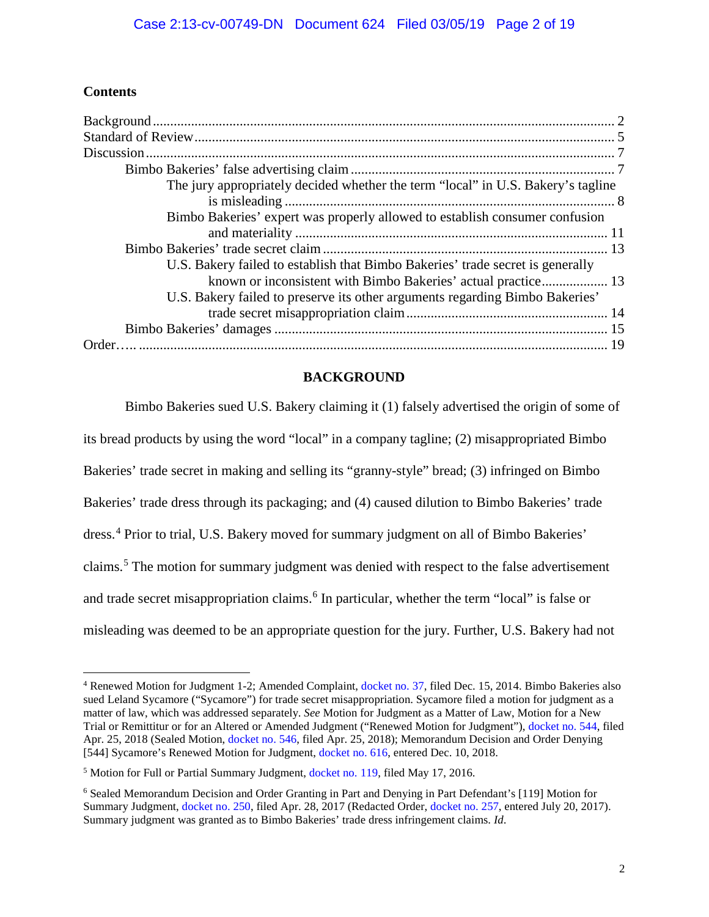## Contents

- Background ........ 2
- Standard of Review ........ 5
- Discussion ........ 7
  - Bimbo Bakeries' false advertising claim ........ 7
    - The jury appropriately decided whether the term "local" in U.S. Bakery's tagline is misleading ........ 8
    - Bimbo Bakeries' expert was properly allowed to establish consumer confusion and materiality ........ 11
  - Bimbo Bakeries' trade secret claim ........ 13
    - U.S. Bakery failed to establish that Bimbo Bakeries' trade secret is generally known or inconsistent with Bimbo Bakeries' actual practice ........ 13
    - U.S. Bakery failed to preserve its other arguments regarding Bimbo Bakeries' trade secret misappropriation claim ........ 14
  - Bimbo Bakeries' damages ........ 15
- Order…. ........ 19

## BACKGROUND

Bimbo Bakeries sued U.S. Bakery claiming it (1) falsely advertised the origin of some of its bread products by using the word "local" in a company tagline; (2) misappropriated Bimbo Bakeries' trade secret in making and selling its "granny-style" bread; (3) infringed on Bimbo Bakeries' trade dress through its packaging; and (4) caused dilution to Bimbo Bakeries' trade dress.[4] Prior to trial, U.S. Bakery moved for summary judgment on all of Bimbo Bakeries' claims.[5] The motion for summary judgment was denied with respect to the false advertisement and trade secret misappropriation claims.[6] In particular, whether the term "local" is false or misleading was deemed to be an appropriate question for the jury. Further, U.S. Bakery had not

---

[4] Renewed Motion for Judgment 1-2; Amended Complaint, docket no. 37, filed Dec. 15, 2014. Bimbo Bakeries also sued Leland Sycamore ("Sycamore") for trade secret misappropriation. Sycamore filed a motion for judgment as a matter of law, which was addressed separately. *See* Motion for Judgment as a Matter of Law, Motion for a New Trial or Remittitur or for an Altered or Amended Judgment ("Renewed Motion for Judgment"), docket no. 544, filed Apr. 25, 2018 (Sealed Motion, docket no. 546, filed Apr. 25, 2018); Memorandum Decision and Order Denying [544] Sycamore's Renewed Motion for Judgment, docket no. 616, entered Dec. 10, 2018.

[5] Motion for Full or Partial Summary Judgment, docket no. 119, filed May 17, 2016.

[6] Sealed Memorandum Decision and Order Granting in Part and Denying in Part Defendant's [119] Motion for Summary Judgment, docket no. 250, filed Apr. 28, 2017 (Redacted Order, docket no. 257, entered July 20, 2017). Summary judgment was granted as to Bimbo Bakeries' trade dress infringement claims. *Id*.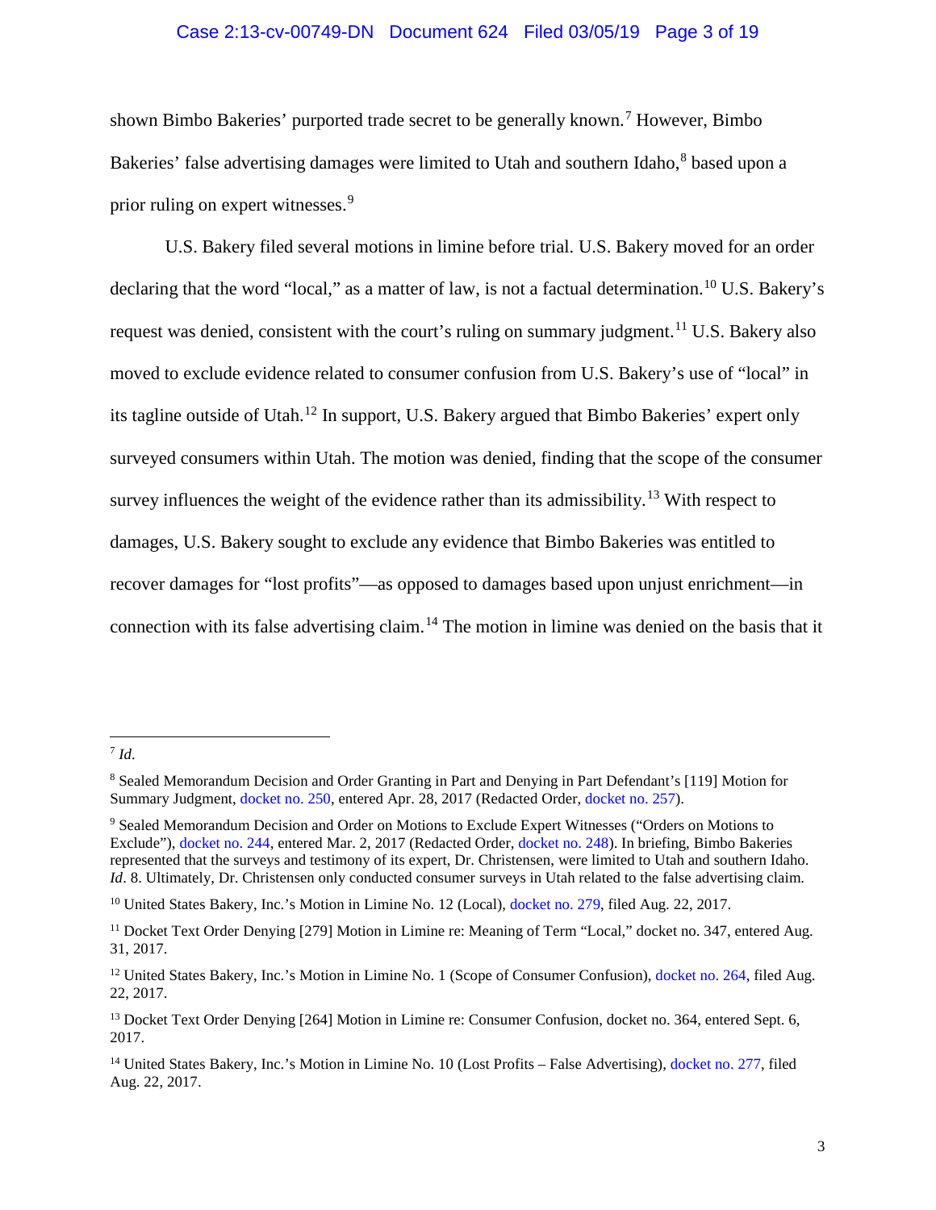shown Bimbo Bakeries' purported trade secret to be generally known.[7] However, Bimbo Bakeries' false advertising damages were limited to Utah and southern Idaho,[8] based upon a prior ruling on expert witnesses.[9]

U.S. Bakery filed several motions in limine before trial. U.S. Bakery moved for an order declaring that the word "local," as a matter of law, is not a factual determination.[10] U.S. Bakery's request was denied, consistent with the court's ruling on summary judgment.[11] U.S. Bakery also moved to exclude evidence related to consumer confusion from U.S. Bakery's use of "local" in its tagline outside of Utah.[12] In support, U.S. Bakery argued that Bimbo Bakeries' expert only surveyed consumers within Utah. The motion was denied, finding that the scope of the consumer survey influences the weight of the evidence rather than its admissibility.[13] With respect to damages, U.S. Bakery sought to exclude any evidence that Bimbo Bakeries was entitled to recover damages for "lost profits"—as opposed to damages based upon unjust enrichment—in connection with its false advertising claim.[14] The motion in limine was denied on the basis that it

---

[7] *Id*.

[8] Sealed Memorandum Decision and Order Granting in Part and Denying in Part Defendant's [119] Motion for Summary Judgment, docket no. 250, entered Apr. 28, 2017 (Redacted Order, docket no. 257).

[9] Sealed Memorandum Decision and Order on Motions to Exclude Expert Witnesses ("Orders on Motions to Exclude"), docket no. 244, entered Mar. 2, 2017 (Redacted Order, docket no. 248). In briefing, Bimbo Bakeries represented that the surveys and testimony of its expert, Dr. Christensen, were limited to Utah and southern Idaho. *Id*. 8. Ultimately, Dr. Christensen only conducted consumer surveys in Utah related to the false advertising claim.

[10] United States Bakery, Inc.'s Motion in Limine No. 12 (Local), docket no. 279, filed Aug. 22, 2017.

[11] Docket Text Order Denying [279] Motion in Limine re: Meaning of Term "Local," docket no. 347, entered Aug. 31, 2017.

[12] United States Bakery, Inc.'s Motion in Limine No. 1 (Scope of Consumer Confusion), docket no. 264, filed Aug. 22, 2017.

[13] Docket Text Order Denying [264] Motion in Limine re: Consumer Confusion, docket no. 364, entered Sept. 6, 2017.

[14] United States Bakery, Inc.'s Motion in Limine No. 10 (Lost Profits – False Advertising), docket no. 277, filed Aug. 22, 2017.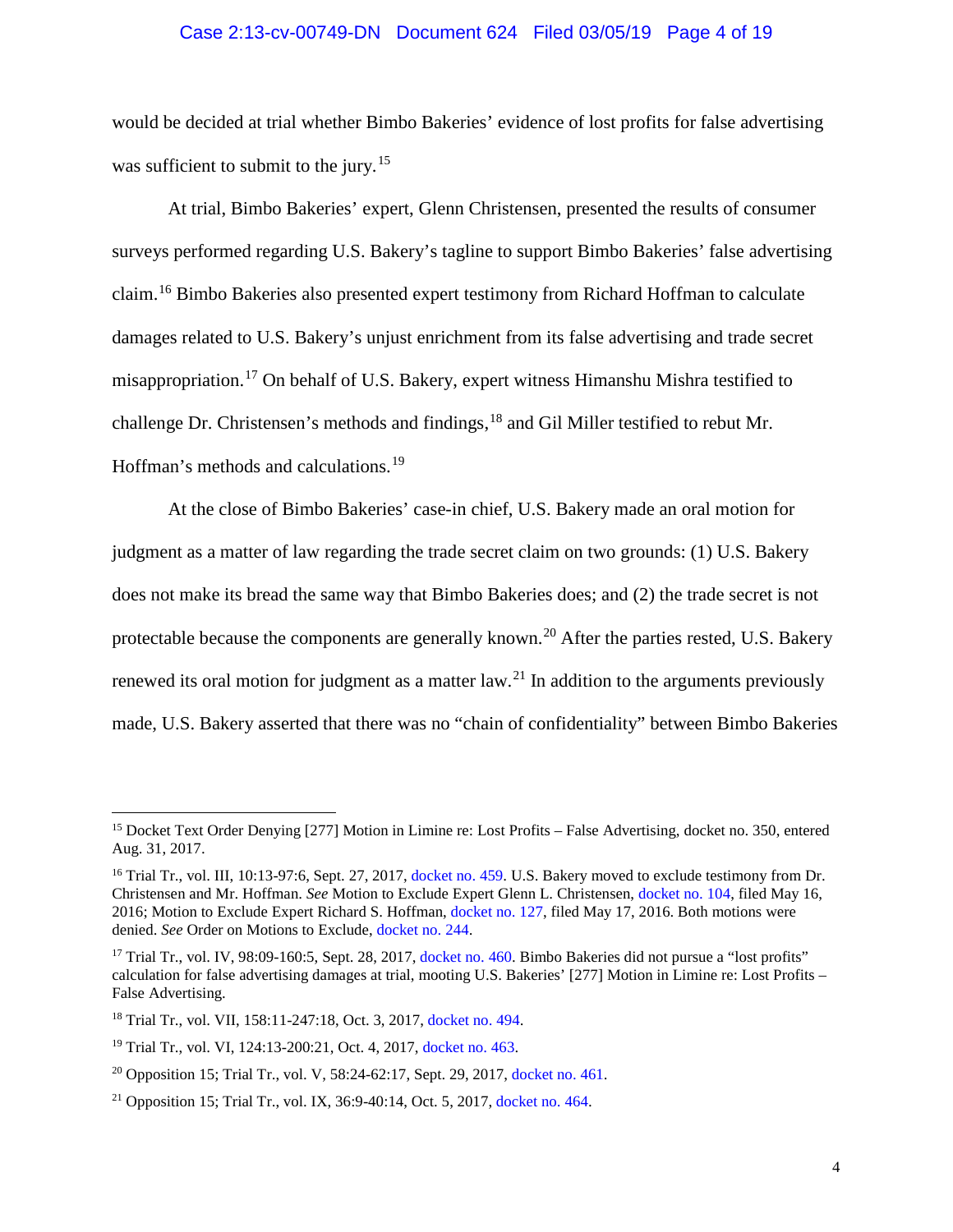would be decided at trial whether Bimbo Bakeries' evidence of lost profits for false advertising was sufficient to submit to the jury.[15]

At trial, Bimbo Bakeries' expert, Glenn Christensen, presented the results of consumer surveys performed regarding U.S. Bakery's tagline to support Bimbo Bakeries' false advertising claim.[16] Bimbo Bakeries also presented expert testimony from Richard Hoffman to calculate damages related to U.S. Bakery's unjust enrichment from its false advertising and trade secret misappropriation.[17] On behalf of U.S. Bakery, expert witness Himanshu Mishra testified to challenge Dr. Christensen's methods and findings,[18] and Gil Miller testified to rebut Mr. Hoffman's methods and calculations.[19]

At the close of Bimbo Bakeries' case-in chief, U.S. Bakery made an oral motion for judgment as a matter of law regarding the trade secret claim on two grounds: (1) U.S. Bakery does not make its bread the same way that Bimbo Bakeries does; and (2) the trade secret is not protectable because the components are generally known.[20] After the parties rested, U.S. Bakery renewed its oral motion for judgment as a matter of law.[21] In addition to the arguments previously made, U.S. Bakery asserted that there was no "chain of confidentiality" between Bimbo Bakeries

---

[15] Docket Text Order Denying [277] Motion in Limine re: Lost Profits – False Advertising, docket no. 350, entered Aug. 31, 2017.

[16] Trial Tr., vol. III, 10:13-97:6, Sept. 27, 2017, docket no. 459. U.S. Bakery moved to exclude testimony from Dr. Christensen and Mr. Hoffman. *See* Motion to Exclude Expert Glenn L. Christensen, docket no. 104, filed May 16, 2016; Motion to Exclude Expert Richard S. Hoffman, docket no. 127, filed May 17, 2016. Both motions were denied. *See* Order on Motions to Exclude, docket no. 244.

[17] Trial Tr., vol. IV, 98:09-160:5, Sept. 28, 2017, docket no. 460. Bimbo Bakeries did not pursue a "lost profits" calculation for false advertising damages at trial, mooting U.S. Bakeries' [277] Motion in Limine re: Lost Profits – False Advertising.

[18] Trial Tr., vol. VII, 158:11-247:18, Oct. 3, 2017, docket no. 494.

[19] Trial Tr., vol. VI, 124:13-200:21, Oct. 4, 2017, docket no. 463.

[20] Opposition 15; Trial Tr., vol. V, 58:24-62:17, Sept. 29, 2017, docket no. 461.

[21] Opposition 15; Trial Tr., vol. IX, 36:9-40:14, Oct. 5, 2017, docket no. 464.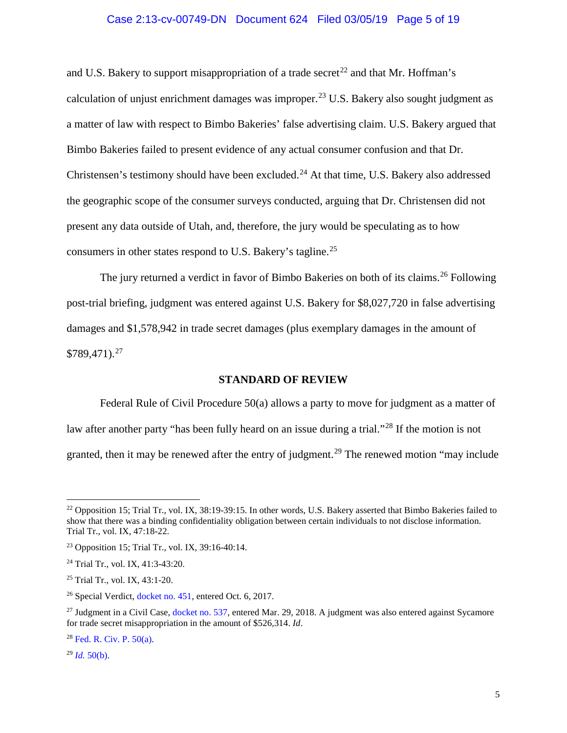and U.S. Bakery to support misappropriation of a trade secret[22] and that Mr. Hoffman's calculation of unjust enrichment damages was improper.[23] U.S. Bakery also sought judgment as a matter of law with respect to Bimbo Bakeries' false advertising claim. U.S. Bakery argued that Bimbo Bakeries failed to present evidence of any actual consumer confusion and that Dr. Christensen's testimony should have been excluded.[24] At that time, U.S. Bakery also addressed the geographic scope of the consumer surveys conducted, arguing that Dr. Christensen did not present any data outside of Utah, and, therefore, the jury would be speculating as to how consumers in other states respond to U.S. Bakery's tagline.[25]

The jury returned a verdict in favor of Bimbo Bakeries on both of its claims.[26] Following post-trial briefing, judgment was entered against U.S. Bakery for $8,027,720 in false advertising damages and $1,578,942 in trade secret damages (plus exemplary damages in the amount of $789,471).[27]

## STANDARD OF REVIEW

Federal Rule of Civil Procedure 50(a) allows a party to move for judgment as a matter of law after another party "has been fully heard on an issue during a trial."[28] If the motion is not granted, then it may be renewed after the entry of judgment.[29] The renewed motion "may include

---

[22] Opposition 15; Trial Tr., vol. IX, 38:19-39:15. In other words, U.S. Bakery asserted that Bimbo Bakeries failed to show that there was a binding confidentiality obligation between certain individuals to not disclose information. Trial Tr., vol. IX, 47:18-22.

[23] Opposition 15; Trial Tr., vol. IX, 39:16-40:14.

[24] Trial Tr., vol. IX, 41:3-43:20.

[25] Trial Tr., vol. IX, 43:1-20.

[26] Special Verdict, docket no. 451, entered Oct. 6, 2017.

[27] Judgment in a Civil Case, docket no. 537, entered Mar. 29, 2018. A judgment was also entered against Sycamore for trade secret misappropriation in the amount of $526,314. *Id*.

[28] Fed. R. Civ. P. 50(a).

[29] *Id.* 50(b).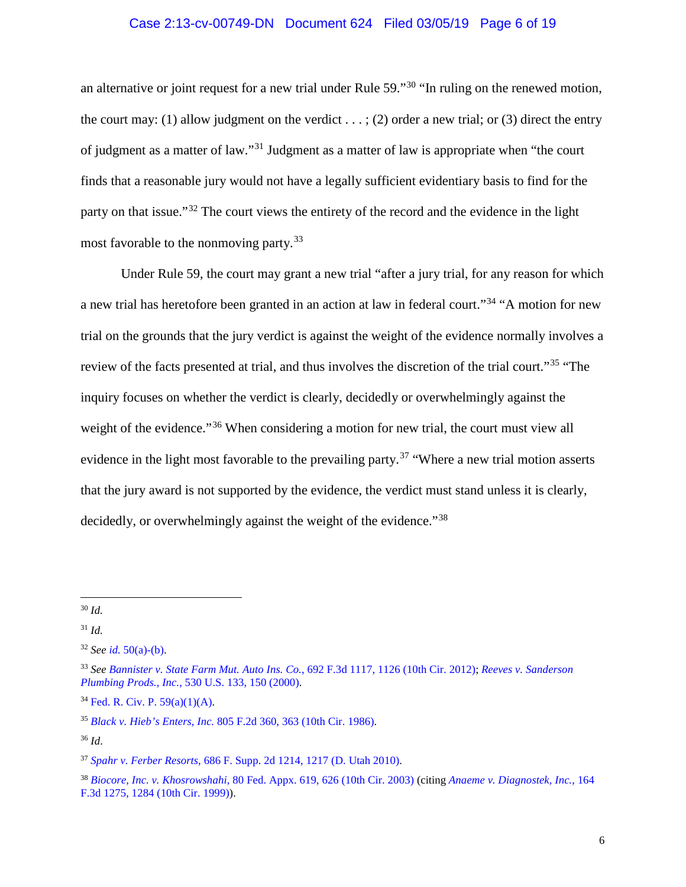an alternative or joint request for a new trial under Rule 59."[30] "In ruling on the renewed motion, the court may: (1) allow judgment on the verdict . . . ; (2) order a new trial; or (3) direct the entry of judgment as a matter of law."[31] Judgment as a matter of law is appropriate when "the court finds that a reasonable jury would not have a legally sufficient evidentiary basis to find for the party on that issue."[32] The court views the entirety of the record and the evidence in the light most favorable to the nonmoving party.[33]

Under Rule 59, the court may grant a new trial "after a jury trial, for any reason for which a new trial has heretofore been granted in an action at law in federal court."[34] "A motion for new trial on the grounds that the jury verdict is against the weight of the evidence normally involves a review of the facts presented at trial, and thus involves the discretion of the trial court."[35] "The inquiry focuses on whether the verdict is clearly, decidedly or overwhelmingly against the weight of the evidence."[36] When considering a motion for new trial, the court must view all evidence in the light most favorable to the prevailing party.[37] "Where a new trial motion asserts that the jury award is not supported by the evidence, the verdict must stand unless it is clearly, decidedly, or overwhelmingly against the weight of the evidence."[38]

---

[30] *Id.*

[31] *Id.*

[32] *See id.* 50(a)-(b).

[33] *See Bannister v. State Farm Mut. Auto Ins. Co.*, 692 F.3d 1117, 1126 (10th Cir. 2012); *Reeves v. Sanderson Plumbing Prods., Inc.*, 530 U.S. 133, 150 (2000).

[34] Fed. R. Civ. P. 59(a)(1)(A).

[35] *Black v. Hieb's Enters, Inc.* 805 F.2d 360, 363 (10th Cir. 1986).

[36] *Id.*

[37] *Spahr v. Ferber Resorts*, 686 F. Supp. 2d 1214, 1217 (D. Utah 2010).

[38] *Biocore, Inc. v. Khosrowshahi*, 80 Fed. Appx. 619, 626 (10th Cir. 2003) (citing *Anaeme v. Diagnostek, Inc.*, 164 F.3d 1275, 1284 (10th Cir. 1999)).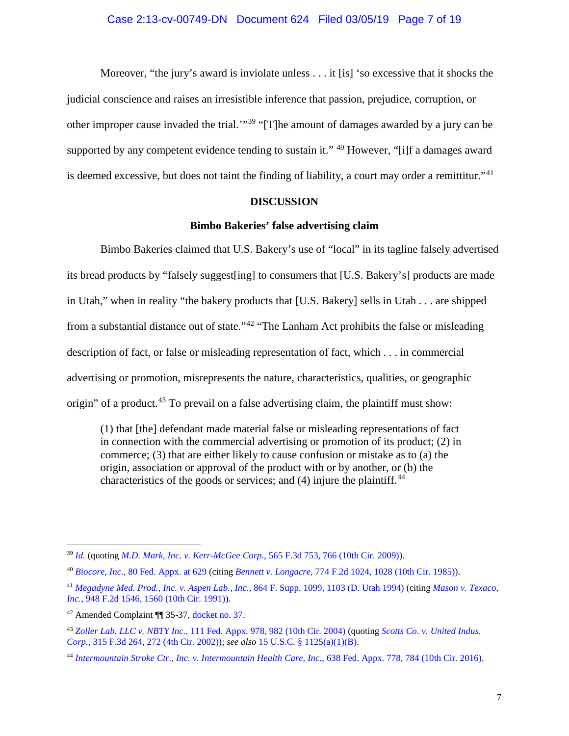Moreover, "the jury's award is inviolate unless . . . it [is] 'so excessive that it shocks the judicial conscience and raises an irresistible inference that passion, prejudice, corruption, or other improper cause invaded the trial.'"[39] "[T]he amount of damages awarded by a jury can be supported by any competent evidence tending to sustain it." [40] However, "[i]f a damages award is deemed excessive, but does not taint the finding of liability, a court may order a remittitur."[41]

## DISCUSSION

### Bimbo Bakeries' false advertising claim

Bimbo Bakeries claimed that U.S. Bakery's use of "local" in its tagline falsely advertised its bread products by "falsely suggest[ing] to consumers that [U.S. Bakery's] products are made in Utah," when in reality "the bakery products that [U.S. Bakery] sells in Utah . . . are shipped from a substantial distance out of state."[42] "The Lanham Act prohibits the false or misleading description of fact, or false or misleading representation of fact, which . . . in commercial advertising or promotion, misrepresents the nature, characteristics, qualities, or geographic origin" of a product.[43] To prevail on a false advertising claim, the plaintiff must show:

> (1) that [the] defendant made material false or misleading representations of fact in connection with the commercial advertising or promotion of its product; (2) in commerce; (3) that are either likely to cause confusion or mistake as to (a) the origin, association or approval of the product with or by another, or (b) the characteristics of the goods or services; and (4) injure the plaintiff.[44]

---

[39] *Id.* (quoting *M.D. Mark, Inc. v. Kerr-McGee Corp.*, 565 F.3d 753, 766 (10th Cir. 2009)).

[40] *Biocore, Inc.*, 80 Fed. Appx. at 629 (citing *Bennett v. Longacre*, 774 F.2d 1024, 1028 (10th Cir. 1985)).

[41] *Megadyne Med. Prod., Inc. v. Aspen Lab., Inc.*, 864 F. Supp. 1099, 1103 (D. Utah 1994) (citing *Mason v. Texaco, Inc.*, 948 F.2d 1546, 1560 (10th Cir. 1991)).

[42] Amended Complaint ¶¶ 35-37, docket no. 37.

[43] *Zoller Lab. LLC v. NBTY Inc.*, 111 Fed. Appx. 978, 982 (10th Cir. 2004) (quoting *Scotts Co. v. United Indus. Corp.*, 315 F.3d 264, 272 (4th Cir. 2002)); *see also* 15 U.S.C. § 1125(a)(1)(B).

[44] *Intermountain Stroke Ctr., Inc. v. Intermountain Health Care, Inc.*, 638 Fed. Appx. 778, 784 (10th Cir. 2016).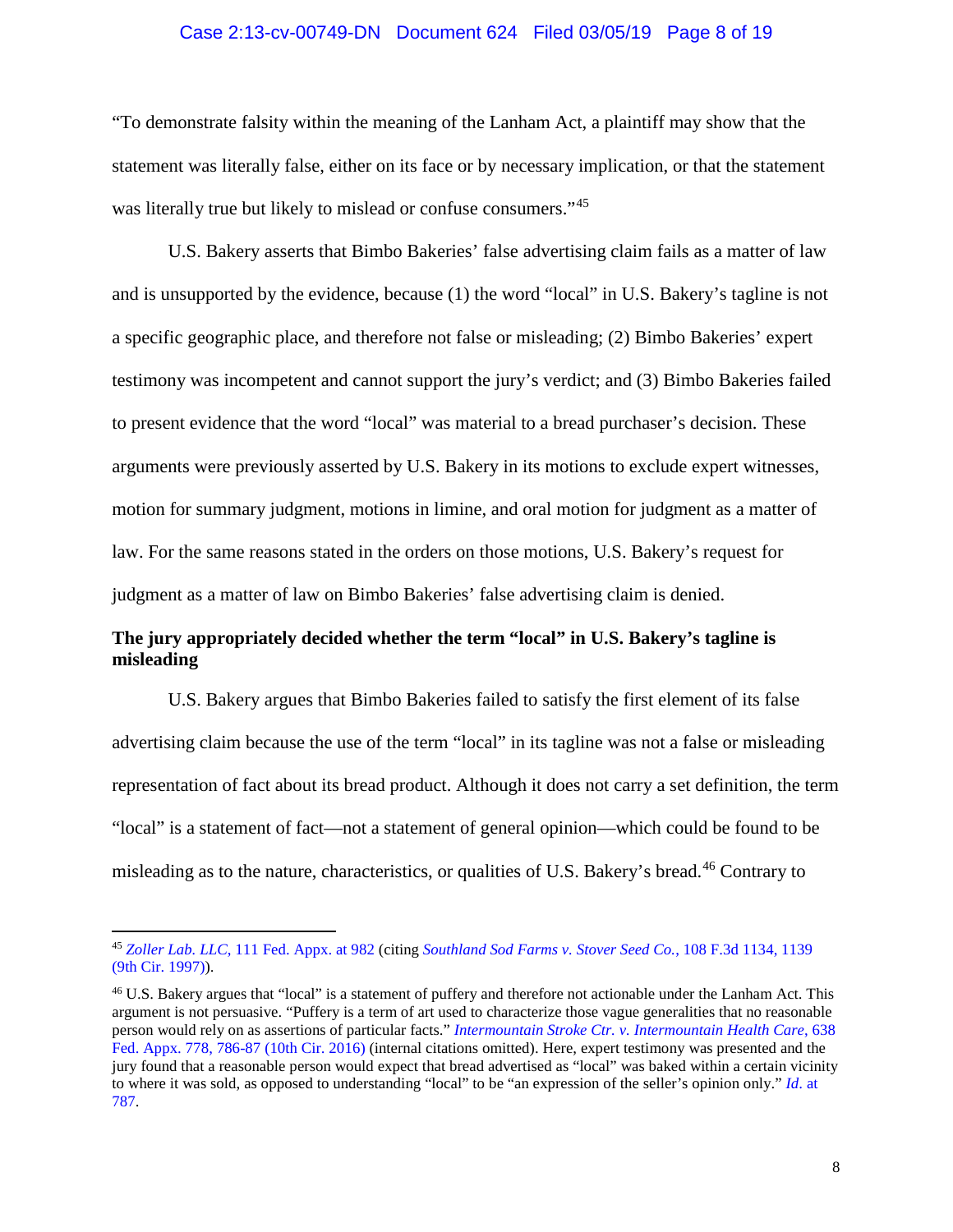"To demonstrate falsity within the meaning of the Lanham Act, a plaintiff may show that the statement was literally false, either on its face or by necessary implication, or that the statement was literally true but likely to mislead or confuse consumers."[45]

U.S. Bakery asserts that Bimbo Bakeries' false advertising claim fails as a matter of law and is unsupported by the evidence, because (1) the word "local" in U.S. Bakery's tagline is not a specific geographic place, and therefore not false or misleading; (2) Bimbo Bakeries' expert testimony was incompetent and cannot support the jury's verdict; and (3) Bimbo Bakeries failed to present evidence that the word "local" was material to a bread purchaser's decision. These arguments were previously asserted by U.S. Bakery in its motions to exclude expert witnesses, motion for summary judgment, motions in limine, and oral motion for judgment as a matter of law. For the same reasons stated in the orders on those motions, U.S. Bakery's request for judgment as a matter of law on Bimbo Bakeries' false advertising claim is denied.

**The jury appropriately decided whether the term "local" in U.S. Bakery's tagline is misleading**

U.S. Bakery argues that Bimbo Bakeries failed to satisfy the first element of its false advertising claim because the use of the term "local" in its tagline was not a false or misleading representation of fact about its bread product. Although it does not carry a set definition, the term "local" is a statement of fact—not a statement of general opinion—which could be found to be misleading as to the nature, characteristics, or qualities of U.S. Bakery's bread.[46] Contrary to

---

[45] *Zoller Lab. LLC*, 111 Fed. Appx. at 982 (citing *Southland Sod Farms v. Stover Seed Co.*, 108 F.3d 1134, 1139 (9th Cir. 1997)).

[46] U.S. Bakery argues that "local" is a statement of puffery and therefore not actionable under the Lanham Act. This argument is not persuasive. "Puffery is a term of art used to characterize those vague generalities that no reasonable person would rely on as assertions of particular facts." *Intermountain Stroke Ctr. v. Intermountain Health Care*, 638 Fed. Appx. 778, 786-87 (10th Cir. 2016) (internal citations omitted). Here, expert testimony was presented and the jury found that a reasonable person would expect that bread advertised as "local" was baked within a certain vicinity to where it was sold, as opposed to understanding "local" to be "an expression of the seller's opinion only." *Id*. at 787.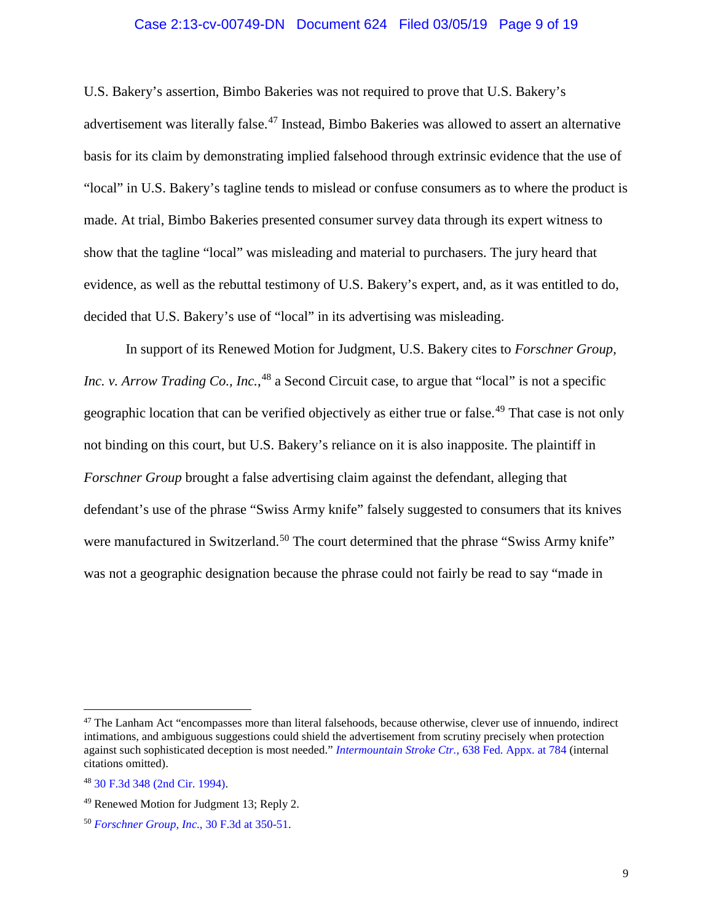U.S. Bakery's assertion, Bimbo Bakeries was not required to prove that U.S. Bakery's advertisement was literally false.[47] Instead, Bimbo Bakeries was allowed to assert an alternative basis for its claim by demonstrating implied falsehood through extrinsic evidence that the use of "local" in U.S. Bakery's tagline tends to mislead or confuse consumers as to where the product is made. At trial, Bimbo Bakeries presented consumer survey data through its expert witness to show that the tagline "local" was misleading and material to purchasers. The jury heard that evidence, as well as the rebuttal testimony of U.S. Bakery's expert, and, as it was entitled to do, decided that U.S. Bakery's use of "local" in its advertising was misleading.

In support of its Renewed Motion for Judgment, U.S. Bakery cites to *Forschner Group, Inc. v. Arrow Trading Co., Inc.*,[48] a Second Circuit case, to argue that "local" is not a specific geographic location that can be verified objectively as either true or false.[49] That case is not only not binding on this court, but U.S. Bakery's reliance on it is also inapposite. The plaintiff in *Forschner Group* brought a false advertising claim against the defendant, alleging that defendant's use of the phrase "Swiss Army knife" falsely suggested to consumers that its knives were manufactured in Switzerland.[50] The court determined that the phrase "Swiss Army knife" was not a geographic designation because the phrase could not fairly be read to say "made in

---

[47] The Lanham Act "encompasses more than literal falsehoods, because otherwise, clever use of innuendo, indirect intimations, and ambiguous suggestions could shield the advertisement from scrutiny precisely when protection against such sophisticated deception is most needed." *Intermountain Stroke Ctr.*, 638 Fed. Appx. at 784 (internal citations omitted).

[48] 30 F.3d 348 (2nd Cir. 1994).

[49] Renewed Motion for Judgment 13; Reply 2.

[50] *Forschner Group, Inc.*, 30 F.3d at 350-51.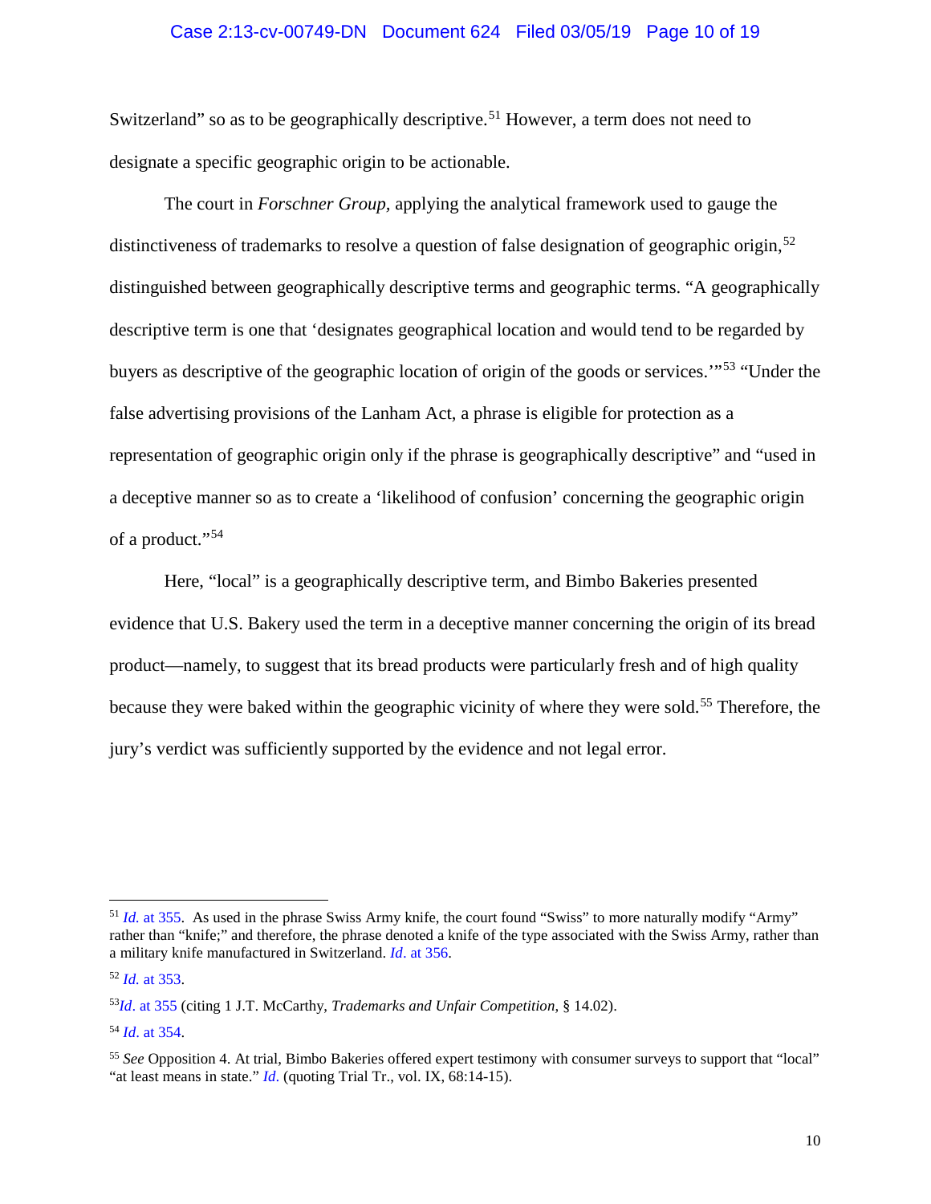Switzerland" so as to be geographically descriptive.[51] However, a term does not need to designate a specific geographic origin to be actionable.

The court in *Forschner Group*, applying the analytical framework used to gauge the distinctiveness of trademarks to resolve a question of false designation of geographic origin,[52] distinguished between geographically descriptive terms and geographic terms. "A geographically descriptive term is one that 'designates geographical location and would tend to be regarded by buyers as descriptive of the geographic location of origin of the goods or services.'"[53] "Under the false advertising provisions of the Lanham Act, a phrase is eligible for protection as a representation of geographic origin only if the phrase is geographically descriptive" and "used in a deceptive manner so as to create a 'likelihood of confusion' concerning the geographic origin of a product."[54]

Here, "local" is a geographically descriptive term, and Bimbo Bakeries presented evidence that U.S. Bakery used the term in a deceptive manner concerning the origin of its bread product—namely, to suggest that its bread products were particularly fresh and of high quality because they were baked within the geographic vicinity of where they were sold.[55] Therefore, the jury's verdict was sufficiently supported by the evidence and not legal error.

---

[51] *Id.* at 355. As used in the phrase Swiss Army knife, the court found "Swiss" to more naturally modify "Army" rather than "knife;" and therefore, the phrase denoted a knife of the type associated with the Swiss Army, rather than a military knife manufactured in Switzerland. *Id*. at 356.

[52] *Id.* at 353.

[53] *Id*. at 355 (citing 1 J.T. McCarthy, *Trademarks and Unfair Competition*, § 14.02).

[54] *Id*. at 354.

[55] *See* Opposition 4. At trial, Bimbo Bakeries offered expert testimony with consumer surveys to support that "local" "at least means in state." *Id*. (quoting Trial Tr., vol. IX, 68:14-15).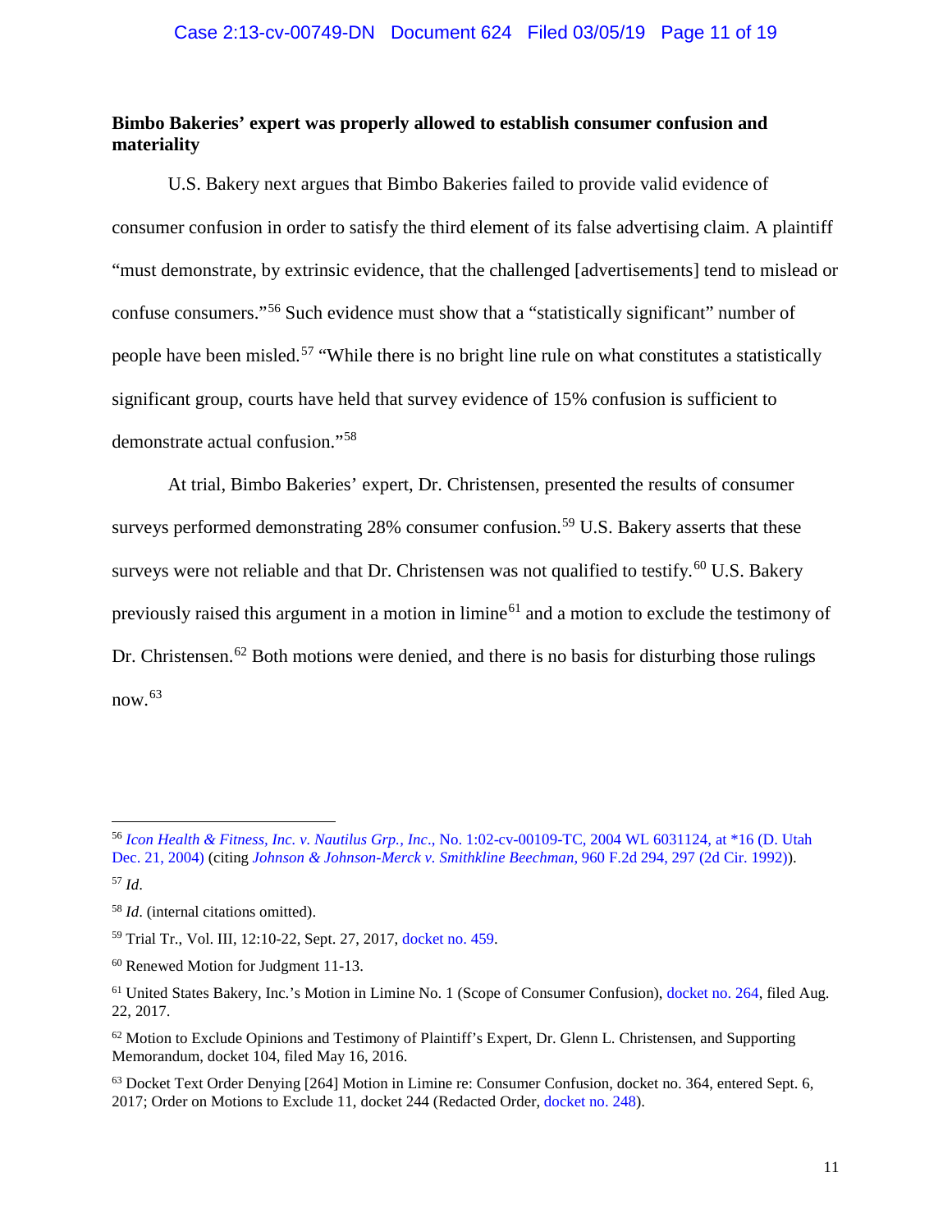**Bimbo Bakeries' expert was properly allowed to establish consumer confusion and materiality**

U.S. Bakery next argues that Bimbo Bakeries failed to provide valid evidence of consumer confusion in order to satisfy the third element of its false advertising claim. A plaintiff "must demonstrate, by extrinsic evidence, that the challenged [advertisements] tend to mislead or confuse consumers."[56] Such evidence must show that a "statistically significant" number of people have been misled.[57] "While there is no bright line rule on what constitutes a statistically significant group, courts have held that survey evidence of 15% confusion is sufficient to demonstrate actual confusion."[58]

At trial, Bimbo Bakeries' expert, Dr. Christensen, presented the results of consumer surveys performed demonstrating 28% consumer confusion.[59] U.S. Bakery asserts that these surveys were not reliable and that Dr. Christensen was not qualified to testify.[60] U.S. Bakery previously raised this argument in a motion in limine[61] and a motion to exclude the testimony of Dr. Christensen.[62] Both motions were denied, and there is no basis for disturbing those rulings now.[63]

---

[56] *Icon Health & Fitness, Inc. v. Nautilus Grp., Inc.*, No. 1:02-cv-00109-TC, 2004 WL 6031124, at *16 (D. Utah Dec. 21, 2004) (citing *Johnson & Johnson-Merck v. Smithkline Beechman*, 960 F.2d 294, 297 (2d Cir. 1992)).

[57] *Id*.

[58] *Id*. (internal citations omitted).

[59] Trial Tr., Vol. III, 12:10-22, Sept. 27, 2017, docket no. 459.

[60] Renewed Motion for Judgment 11-13.

[61] United States Bakery, Inc.'s Motion in Limine No. 1 (Scope of Consumer Confusion), docket no. 264, filed Aug. 22, 2017.

[62] Motion to Exclude Opinions and Testimony of Plaintiff's Expert, Dr. Glenn L. Christensen, and Supporting Memorandum, docket 104, filed May 16, 2016.

[63] Docket Text Order Denying [264] Motion in Limine re: Consumer Confusion, docket no. 364, entered Sept. 6, 2017; Order on Motions to Exclude 11, docket 244 (Redacted Order, docket no. 248).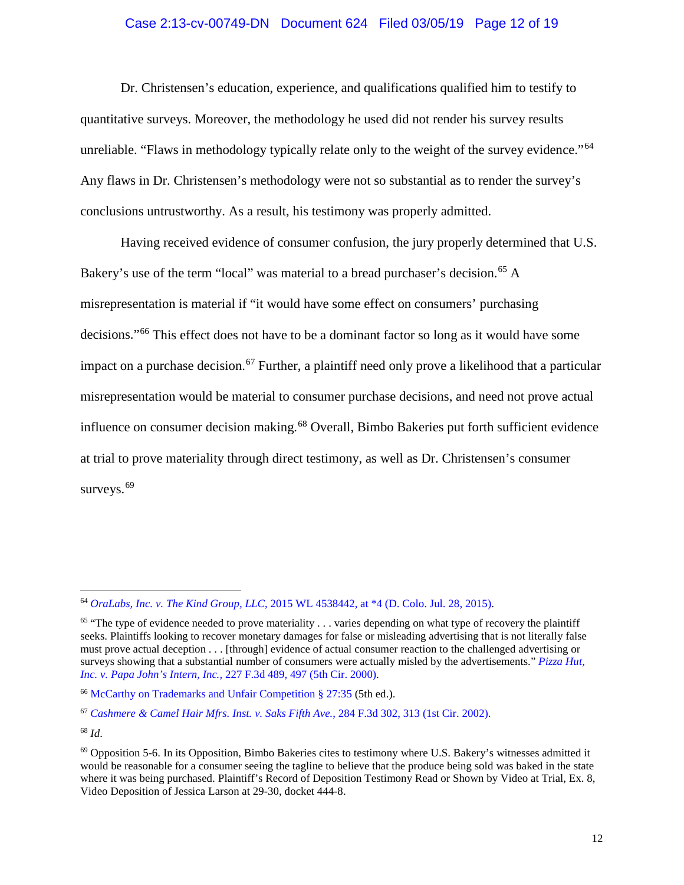Dr. Christensen's education, experience, and qualifications qualified him to testify to quantitative surveys. Moreover, the methodology he used did not render his survey results unreliable. "Flaws in methodology typically relate only to the weight of the survey evidence."[64] Any flaws in Dr. Christensen's methodology were not so substantial as to render the survey's conclusions untrustworthy. As a result, his testimony was properly admitted.

Having received evidence of consumer confusion, the jury properly determined that U.S. Bakery's use of the term "local" was material to a bread purchaser's decision.[65] A misrepresentation is material if "it would have some effect on consumers' purchasing decisions."[66] This effect does not have to be a dominant factor so long as it would have some impact on a purchase decision.[67] Further, a plaintiff need only prove a likelihood that a particular misrepresentation would be material to consumer purchase decisions, and need not prove actual influence on consumer decision making.[68] Overall, Bimbo Bakeries put forth sufficient evidence at trial to prove materiality through direct testimony, as well as Dr. Christensen's consumer surveys.[69]

---

[64] *OraLabs, Inc. v. The Kind Group, LLC*, 2015 WL 4538442, at *4 (D. Colo. Jul. 28, 2015).

[65] "The type of evidence needed to prove materiality . . . varies depending on what type of recovery the plaintiff seeks. Plaintiffs looking to recover monetary damages for false or misleading advertising that is not literally false must prove actual deception . . . [through] evidence of actual consumer reaction to the challenged advertising or surveys showing that a substantial number of consumers were actually misled by the advertisements." *Pizza Hut, Inc. v. Papa John's Intern, Inc.*, 227 F.3d 489, 497 (5th Cir. 2000).

[66] McCarthy on Trademarks and Unfair Competition § 27:35 (5th ed.).

[67] *Cashmere & Camel Hair Mfrs. Inst. v. Saks Fifth Ave.*, 284 F.3d 302, 313 (1st Cir. 2002).

[68] *Id*.

[69] Opposition 5-6. In its Opposition, Bimbo Bakeries cites to testimony where U.S. Bakery's witnesses admitted it would be reasonable for a consumer seeing the tagline to believe that the produce being sold was baked in the state where it was being purchased. Plaintiff's Record of Deposition Testimony Read or Shown by Video at Trial, Ex. 8, Video Deposition of Jessica Larson at 29-30, docket 444-8.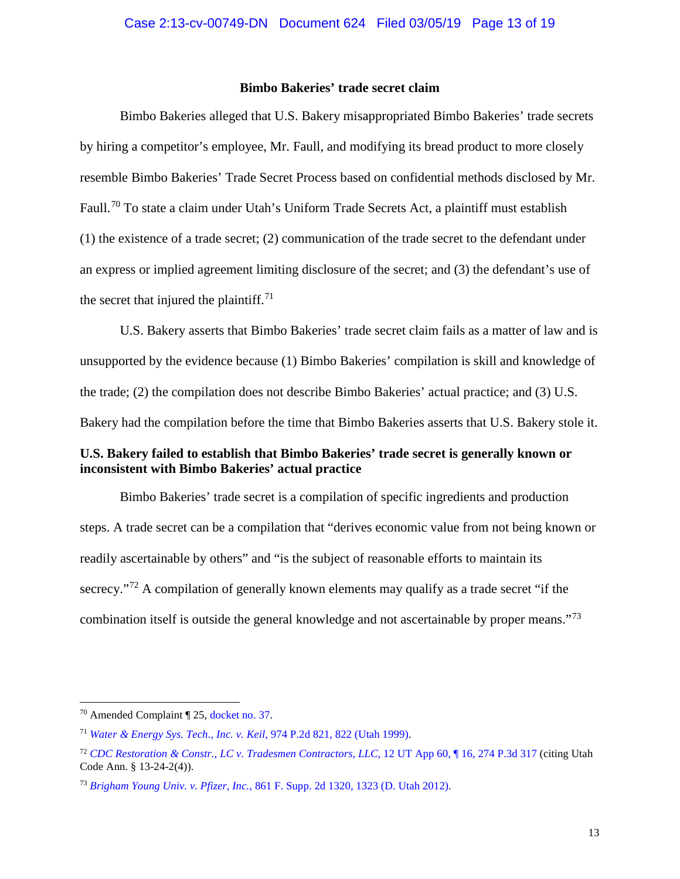### Bimbo Bakeries' trade secret claim

Bimbo Bakeries alleged that U.S. Bakery misappropriated Bimbo Bakeries' trade secrets by hiring a competitor's employee, Mr. Faull, and modifying its bread product to more closely resemble Bimbo Bakeries' Trade Secret Process based on confidential methods disclosed by Mr. Faull.[70] To state a claim under Utah's Uniform Trade Secrets Act, a plaintiff must establish (1) the existence of a trade secret; (2) communication of the trade secret to the defendant under an express or implied agreement limiting disclosure of the secret; and (3) the defendant's use of the secret that injured the plaintiff.[71]

U.S. Bakery asserts that Bimbo Bakeries' trade secret claim fails as a matter of law and is unsupported by the evidence because (1) Bimbo Bakeries' compilation is skill and knowledge of the trade; (2) the compilation does not describe Bimbo Bakeries' actual practice; and (3) U.S. Bakery had the compilation before the time that Bimbo Bakeries asserts that U.S. Bakery stole it.

#### U.S. Bakery failed to establish that Bimbo Bakeries' trade secret is generally known or inconsistent with Bimbo Bakeries' actual practice

Bimbo Bakeries' trade secret is a compilation of specific ingredients and production steps. A trade secret can be a compilation that "derives economic value from not being known or readily ascertainable by others" and "is the subject of reasonable efforts to maintain its secrecy."[72] A compilation of generally known elements may qualify as a trade secret "if the combination itself is outside the general knowledge and not ascertainable by proper means."[73]

---

[70] Amended Complaint ¶ 25, docket no. 37.

[71] *Water & Energy Sys. Tech., Inc. v. Keil*, 974 P.2d 821, 822 (Utah 1999).

[72] *CDC Restoration & Constr., LC v. Tradesmen Contractors, LLC*, 12 UT App 60, ¶ 16, 274 P.3d 317 (citing Utah Code Ann. § 13-24-2(4)).

[73] *Brigham Young Univ. v. Pfizer, Inc.*, 861 F. Supp. 2d 1320, 1323 (D. Utah 2012).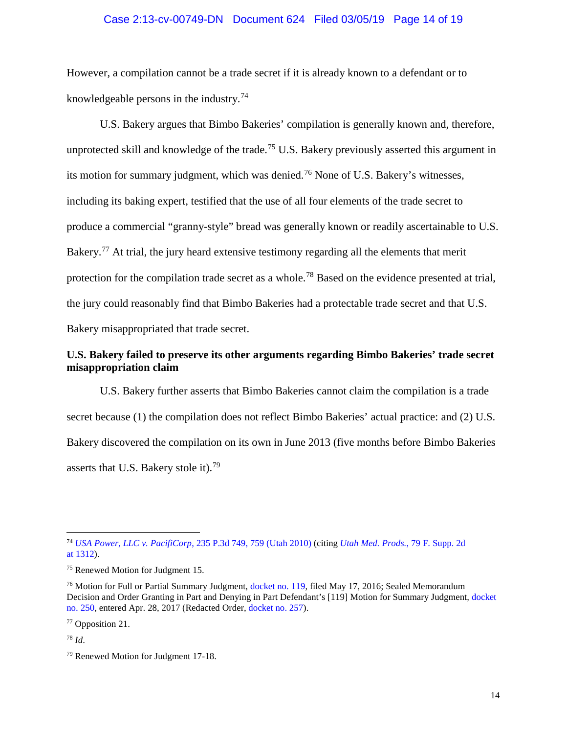However, a compilation cannot be a trade secret if it is already known to a defendant or to knowledgeable persons in the industry.[74]

U.S. Bakery argues that Bimbo Bakeries' compilation is generally known and, therefore, unprotected skill and knowledge of the trade.[75] U.S. Bakery previously asserted this argument in its motion for summary judgment, which was denied.[76] None of U.S. Bakery's witnesses, including its baking expert, testified that the use of all four elements of the trade secret to produce a commercial "granny-style" bread was generally known or readily ascertainable to U.S. Bakery.[77] At trial, the jury heard extensive testimony regarding all the elements that merit protection for the compilation trade secret as a whole.[78] Based on the evidence presented at trial, the jury could reasonably find that Bimbo Bakeries had a protectable trade secret and that U.S. Bakery misappropriated that trade secret.

**U.S. Bakery failed to preserve its other arguments regarding Bimbo Bakeries' trade secret misappropriation claim**

U.S. Bakery further asserts that Bimbo Bakeries cannot claim the compilation is a trade secret because (1) the compilation does not reflect Bimbo Bakeries' actual practice: and (2) U.S. Bakery discovered the compilation on its own in June 2013 (five months before Bimbo Bakeries asserts that U.S. Bakery stole it).[79]

---

[74] *USA Power, LLC v. PacifiCorp*, 235 P.3d 749, 759 (Utah 2010) (citing *Utah Med. Prods.*, 79 F. Supp. 2d at 1312).

[75] Renewed Motion for Judgment 15.

[76] Motion for Full or Partial Summary Judgment, docket no. 119, filed May 17, 2016; Sealed Memorandum Decision and Order Granting in Part and Denying in Part Defendant's [119] Motion for Summary Judgment, docket no. 250, entered Apr. 28, 2017 (Redacted Order, docket no. 257).

[77] Opposition 21.

[78] *Id.*

[79] Renewed Motion for Judgment 17-18.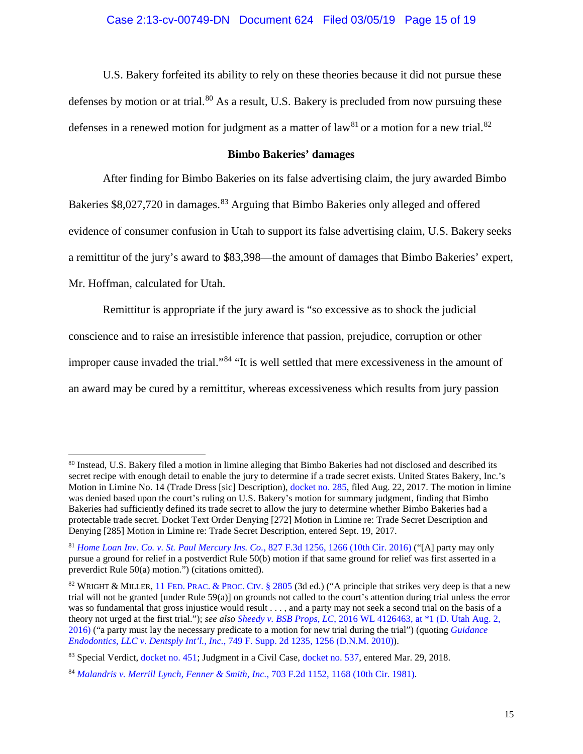U.S. Bakery forfeited its ability to rely on these theories because it did not pursue these defenses by motion or at trial.[80] As a result, U.S. Bakery is precluded from now pursuing these defenses in a renewed motion for judgment as a matter of law[81] or a motion for a new trial.[82]

**Bimbo Bakeries' damages**

After finding for Bimbo Bakeries on its false advertising claim, the jury awarded Bimbo Bakeries $8,027,720 in damages.[83] Arguing that Bimbo Bakeries only alleged and offered evidence of consumer confusion in Utah to support its false advertising claim, U.S. Bakery seeks a remittitur of the jury's award to $83,398—the amount of damages that Bimbo Bakeries' expert, Mr. Hoffman, calculated for Utah.

Remittitur is appropriate if the jury award is "so excessive as to shock the judicial conscience and to raise an irresistible inference that passion, prejudice, corruption or other improper cause invaded the trial."[84] "It is well settled that mere excessiveness in the amount of an award may be cured by a remittitur, whereas excessiveness which results from jury passion

---

[80] Instead, U.S. Bakery filed a motion in limine alleging that Bimbo Bakeries had not disclosed and described its secret recipe with enough detail to enable the jury to determine if a trade secret exists. United States Bakery, Inc.'s Motion in Limine No. 14 (Trade Dress [sic] Description), docket no. 285, filed Aug. 22, 2017. The motion in limine was denied based upon the court's ruling on U.S. Bakery's motion for summary judgment, finding that Bimbo Bakeries had sufficiently defined its trade secret to allow the jury to determine whether Bimbo Bakeries had a protectable trade secret. Docket Text Order Denying [272] Motion in Limine re: Trade Secret Description and Denying [285] Motion in Limine re: Trade Secret Description, entered Sept. 19, 2017.

[81] *Home Loan Inv. Co. v. St. Paul Mercury Ins. Co.*, 827 F.3d 1256, 1266 (10th Cir. 2016) ("[A] party may only pursue a ground for relief in a postverdict Rule 50(b) motion if that same ground for relief was first asserted in a preverdict Rule 50(a) motion.") (citations omitted).

[82] WRIGHT & MILLER, 11 FED. PRAC. & PROC. CIV. § 2805 (3d ed.) ("A principle that strikes very deep is that a new trial will not be granted [under Rule 59(a)] on grounds not called to the court's attention during trial unless the error was so fundamental that gross injustice would result . . . , and a party may not seek a second trial on the basis of a theory not urged at the first trial."); *see also* *Sheedy v. BSB Props, LC*, 2016 WL 4126463, at *1 (D. Utah Aug. 2, 2016) ("a party must lay the necessary predicate to a motion for new trial during the trial") (quoting *Guidance Endodontics, LLC v. Dentsply Int'l., Inc.*, 749 F. Supp. 2d 1235, 1256 (D.N.M. 2010)).

[83] Special Verdict, docket no. 451; Judgment in a Civil Case, docket no. 537, entered Mar. 29, 2018.

[84] *Malandris v. Merrill Lynch, Fenner & Smith, Inc.*, 703 F.2d 1152, 1168 (10th Cir. 1981).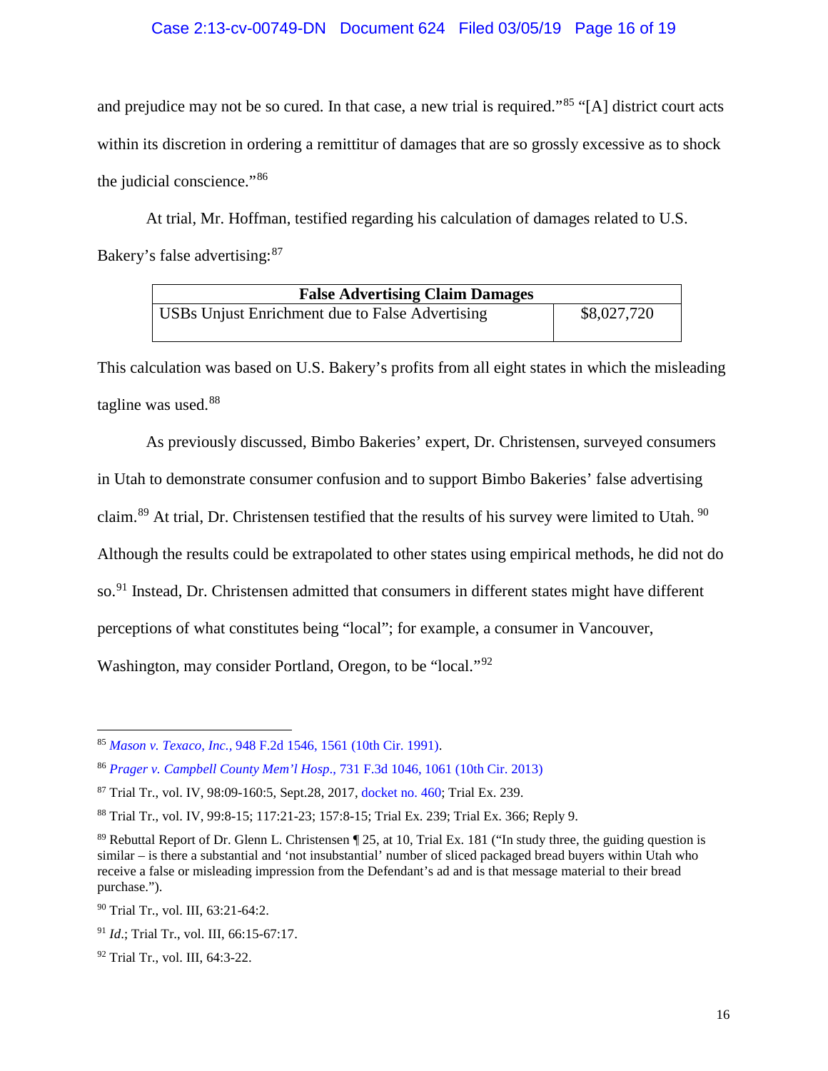and prejudice may not be so cured. In that case, a new trial is required."[85] "[A] district court acts within its discretion in ordering a remittitur of damages that are so grossly excessive as to shock the judicial conscience."[86]

At trial, Mr. Hoffman, testified regarding his calculation of damages related to U.S. Bakery's false advertising:[87]

| False Advertising Claim Damages | |
|---|---|
| USBs Unjust Enrichment due to False Advertising | $8,027,720 |

This calculation was based on U.S. Bakery's profits from all eight states in which the misleading tagline was used.[88]

As previously discussed, Bimbo Bakeries' expert, Dr. Christensen, surveyed consumers in Utah to demonstrate consumer confusion and to support Bimbo Bakeries' false advertising claim.[89] At trial, Dr. Christensen testified that the results of his survey were limited to Utah.[90] Although the results could be extrapolated to other states using empirical methods, he did not do so.[91] Instead, Dr. Christensen admitted that consumers in different states might have different perceptions of what constitutes being "local"; for example, a consumer in Vancouver, Washington, may consider Portland, Oregon, to be "local."[92]

---

[85] *Mason v. Texaco, Inc.*, 948 F.2d 1546, 1561 (10th Cir. 1991).

[86] *Prager v. Campbell County Mem'l Hosp.*, 731 F.3d 1046, 1061 (10th Cir. 2013)

[87] Trial Tr., vol. IV, 98:09-160:5, Sept.28, 2017, docket no. 460; Trial Ex. 239.

[88] Trial Tr., vol. IV, 99:8-15; 117:21-23; 157:8-15; Trial Ex. 239; Trial Ex. 366; Reply 9.

[89] Rebuttal Report of Dr. Glenn L. Christensen ¶ 25, at 10, Trial Ex. 181 ("In study three, the guiding question is similar – is there a substantial and 'not insubstantial' number of sliced packaged bread buyers within Utah who receive a false or misleading impression from the Defendant's ad and is that message material to their bread purchase.").

[90] Trial Tr., vol. III, 63:21-64:2.

[91] *Id*.; Trial Tr., vol. III, 66:15-67:17.

[92] Trial Tr., vol. III, 64:3-22.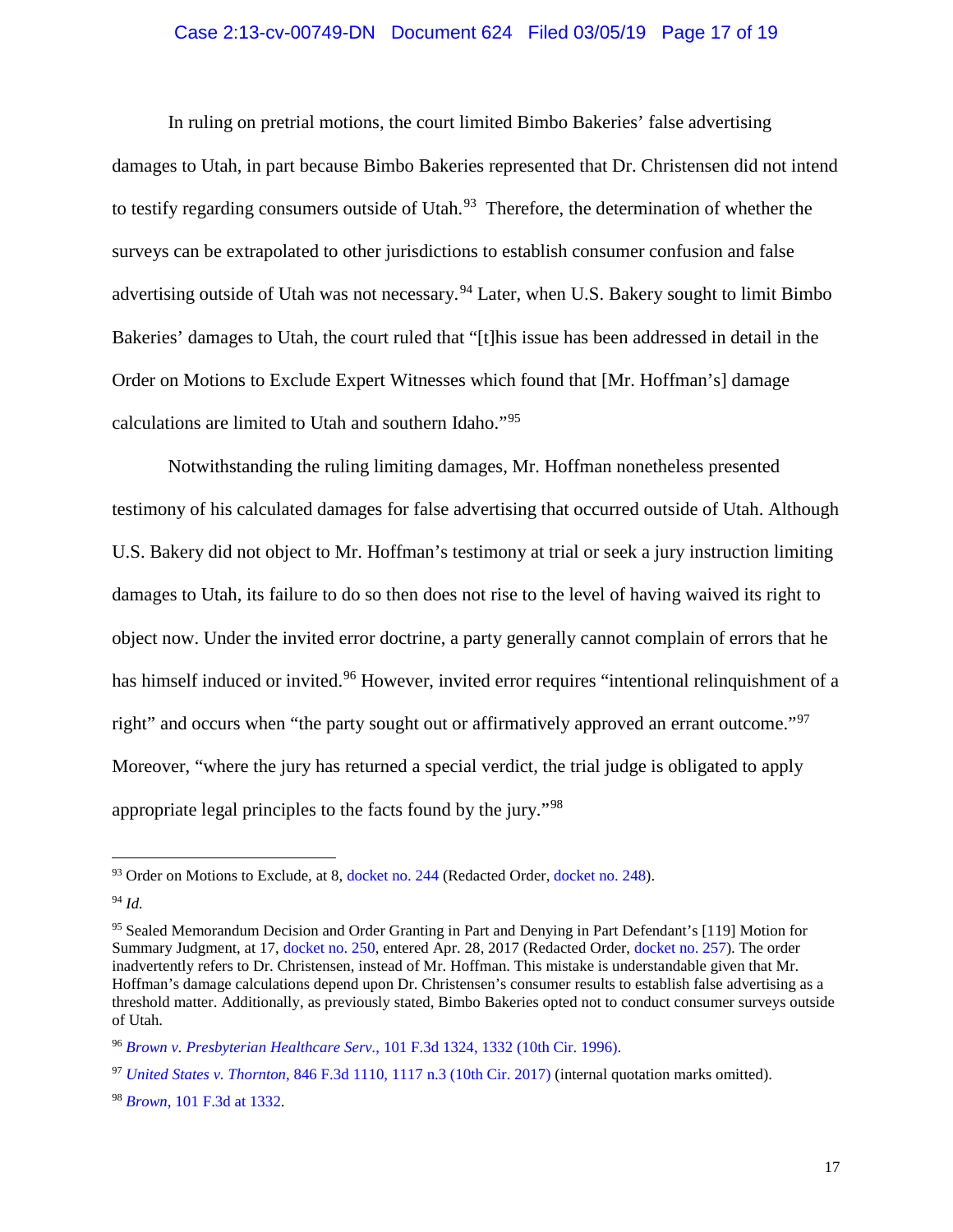In ruling on pretrial motions, the court limited Bimbo Bakeries' false advertising damages to Utah, in part because Bimbo Bakeries represented that Dr. Christensen did not intend to testify regarding consumers outside of Utah.[93] Therefore, the determination of whether the surveys can be extrapolated to other jurisdictions to establish consumer confusion and false advertising outside of Utah was not necessary.[94] Later, when U.S. Bakery sought to limit Bimbo Bakeries' damages to Utah, the court ruled that "[t]his issue has been addressed in detail in the Order on Motions to Exclude Expert Witnesses which found that [Mr. Hoffman's] damage calculations are limited to Utah and southern Idaho."[95]

Notwithstanding the ruling limiting damages, Mr. Hoffman nonetheless presented testimony of his calculated damages for false advertising that occurred outside of Utah. Although U.S. Bakery did not object to Mr. Hoffman's testimony at trial or seek a jury instruction limiting damages to Utah, its failure to do so then does not rise to the level of having waived its right to object now. Under the invited error doctrine, a party generally cannot complain of errors that he has himself induced or invited.[96] However, invited error requires "intentional relinquishment of a right" and occurs when "the party sought out or affirmatively approved an errant outcome."[97] Moreover, "where the jury has returned a special verdict, the trial judge is obligated to apply appropriate legal principles to the facts found by the jury."[98]

---

[93] Order on Motions to Exclude, at 8, docket no. 244 (Redacted Order, docket no. 248).

[94] *Id.*

[95] Sealed Memorandum Decision and Order Granting in Part and Denying in Part Defendant's [119] Motion for Summary Judgment, at 17, docket no. 250, entered Apr. 28, 2017 (Redacted Order, docket no. 257). The order inadvertently refers to Dr. Christensen, instead of Mr. Hoffman. This mistake is understandable given that Mr. Hoffman's damage calculations depend upon Dr. Christensen's consumer results to establish false advertising as a threshold matter. Additionally, as previously stated, Bimbo Bakeries opted not to conduct consumer surveys outside of Utah.

[96] *Brown v. Presbyterian Healthcare Serv.*, 101 F.3d 1324, 1332 (10th Cir. 1996).

[97] *United States v. Thornton*, 846 F.3d 1110, 1117 n.3 (10th Cir. 2017) (internal quotation marks omitted).

[98] *Brown*, 101 F.3d at 1332.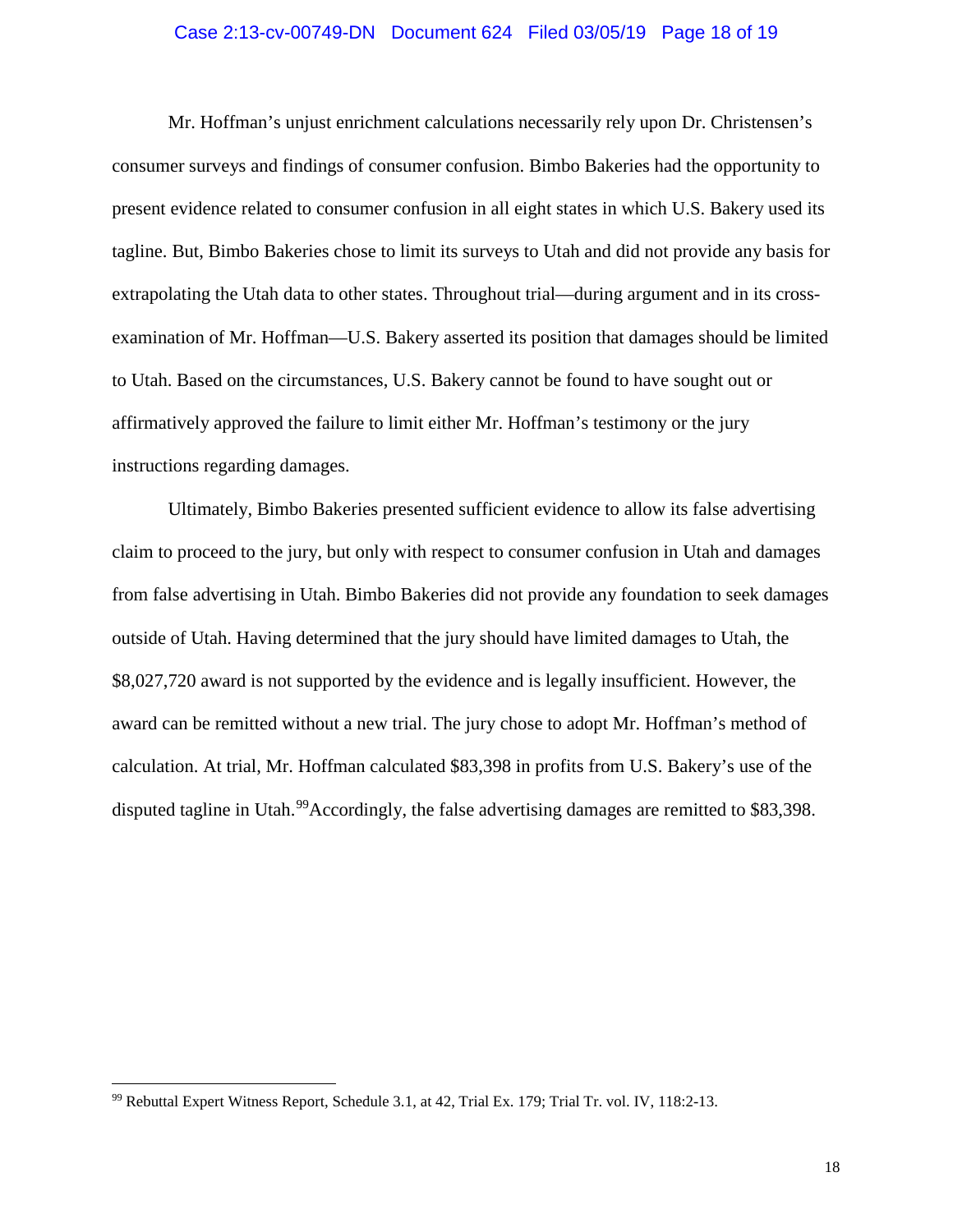Mr. Hoffman's unjust enrichment calculations necessarily rely upon Dr. Christensen's consumer surveys and findings of consumer confusion. Bimbo Bakeries had the opportunity to present evidence related to consumer confusion in all eight states in which U.S. Bakery used its tagline. But, Bimbo Bakeries chose to limit its surveys to Utah and did not provide any basis for extrapolating the Utah data to other states. Throughout trial—during argument and in its cross-examination of Mr. Hoffman—U.S. Bakery asserted its position that damages should be limited to Utah. Based on the circumstances, U.S. Bakery cannot be found to have sought out or affirmatively approved the failure to limit either Mr. Hoffman's testimony or the jury instructions regarding damages.

Ultimately, Bimbo Bakeries presented sufficient evidence to allow its false advertising claim to proceed to the jury, but only with respect to consumer confusion in Utah and damages from false advertising in Utah. Bimbo Bakeries did not provide any foundation to seek damages outside of Utah. Having determined that the jury should have limited damages to Utah, the $8,027,720 award is not supported by the evidence and is legally insufficient. However, the award can be remitted without a new trial. The jury chose to adopt Mr. Hoffman's method of calculation. At trial, Mr. Hoffman calculated $83,398 in profits from U.S. Bakery's use of the disputed tagline in Utah.[99] Accordingly, the false advertising damages are remitted to $83,398.

---

[99] Rebuttal Expert Witness Report, Schedule 3.1, at 42, Trial Ex. 179; Trial Tr. vol. IV, 118:2-13.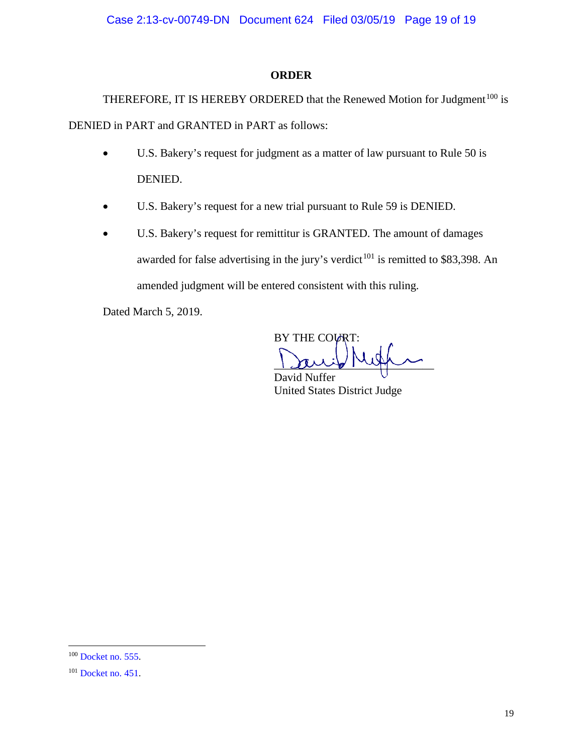## ORDER

THEREFORE, IT IS HEREBY ORDERED that the Renewed Motion for Judgment[100] is DENIED in PART and GRANTED in PART as follows:

- U.S. Bakery's request for judgment as a matter of law pursuant to Rule 50 is DENIED.
- U.S. Bakery's request for a new trial pursuant to Rule 59 is DENIED.
- U.S. Bakery's request for remittitur is GRANTED. The amount of damages awarded for false advertising in the jury's verdict[101] is remitted to $83,398. An amended judgment will be entered consistent with this ruling.

Dated March 5, 2019.

BY THE COURT:

David Nuffer
United States District Judge

---

[100] Docket no. 555.

[101] Docket no. 451.